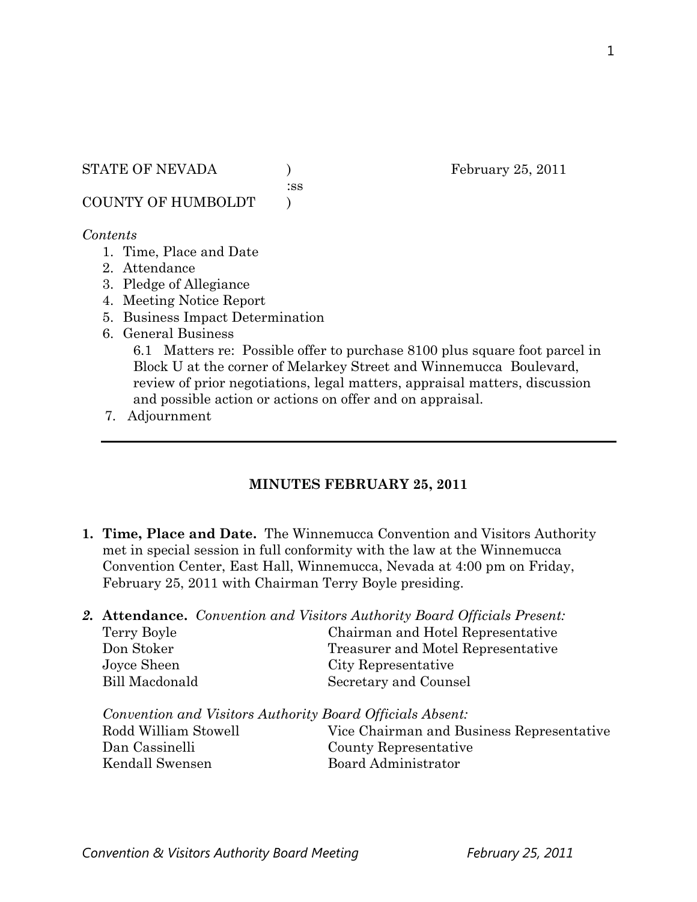STATE OF NEVADA ) February 25, 2011
:ss
COUNTY OF HUMBOLDT )

*Contents*

1. Time, Place and Date
2. Attendance
3. Pledge of Allegiance
4. Meeting Notice Report
5. Business Impact Determination
6. General Business
   6.1 Matters re: Possible offer to purchase 8100 plus square foot parcel in Block U at the corner of Melarkey Street and Winnemucca Boulevard, review of prior negotiations, legal matters, appraisal matters, discussion and possible action or actions on offer and on appraisal.
7. Adjournment

---

## MINUTES FEBRUARY 25, 2011

1. **Time, Place and Date.** The Winnemucca Convention and Visitors Authority met in special session in full conformity with the law at the Winnemucca Convention Center, East Hall, Winnemucca, Nevada at 4:00 pm on Friday, February 25, 2011 with Chairman Terry Boyle presiding.

2. **Attendance.** *Convention and Visitors Authority Board Officials Present:*

| | |
|---|---|
| Terry Boyle | Chairman and Hotel Representative |
| Don Stoker | Treasurer and Motel Representative |
| Joyce Sheen | City Representative |
| Bill Macdonald | Secretary and Counsel |

*Convention and Visitors Authority Board Officials Absent:*

| | |
|---|---|
| Rodd William Stowell | Vice Chairman and Business Representative |
| Dan Cassinelli | County Representative |
| Kendall Swensen | Board Administrator |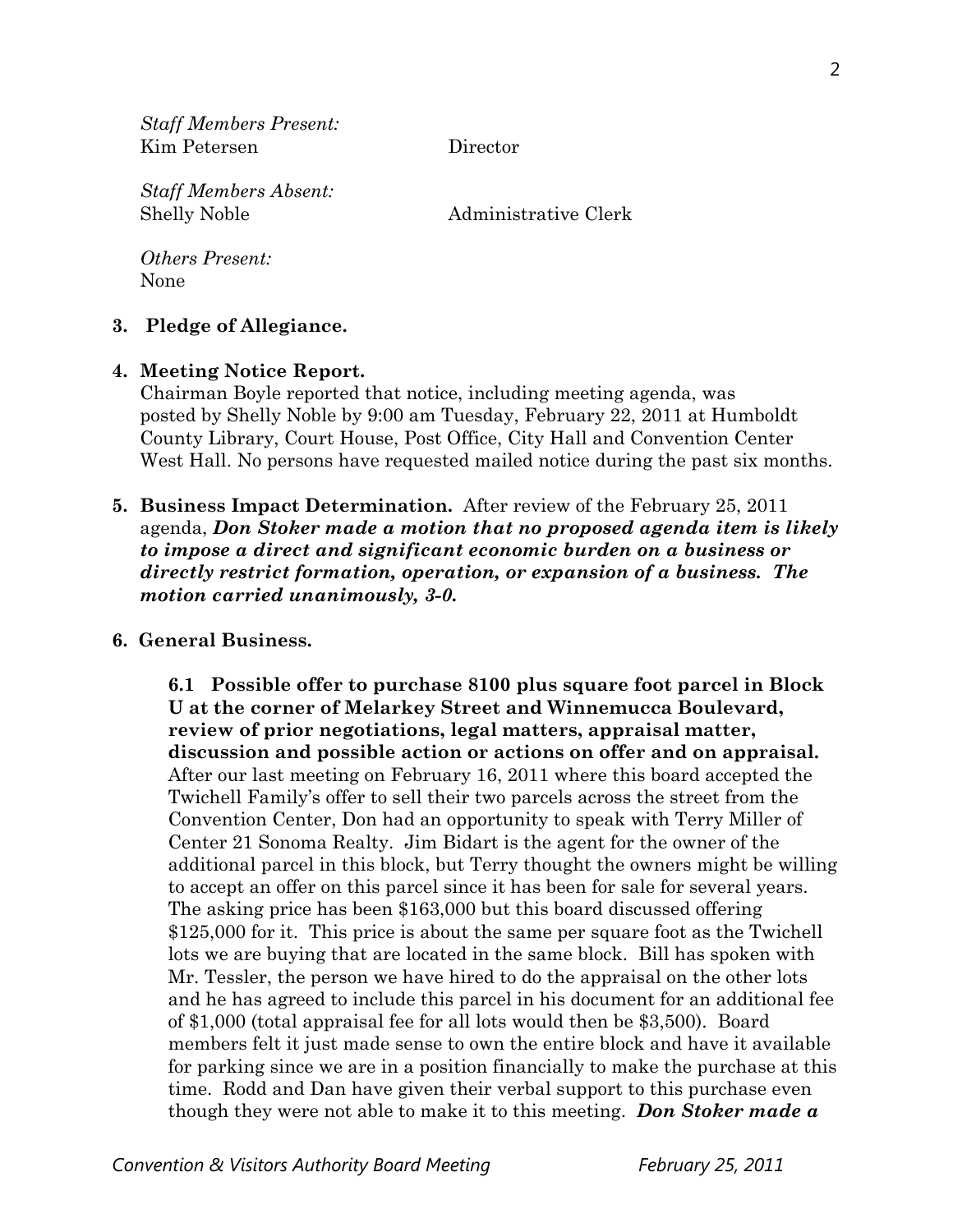*Staff Members Present:*
Kim Petersen Director

*Staff Members Absent:*
Shelly Noble Administrative Clerk

*Others Present:*
None

**3. Pledge of Allegiance.**

**4. Meeting Notice Report.**
Chairman Boyle reported that notice, including meeting agenda, was posted by Shelly Noble by 9:00 am Tuesday, February 22, 2011 at Humboldt County Library, Court House, Post Office, City Hall and Convention Center West Hall. No persons have requested mailed notice during the past six months.

**5. Business Impact Determination.** After review of the February 25, 2011 agenda, ***Don Stoker made a motion that no proposed agenda item is likely to impose a direct and significant economic burden on a business or directly restrict formation, operation, or expansion of a business. The motion carried unanimously, 3-0.***

**6. General Business.**

**6.1 Possible offer to purchase 8100 plus square foot parcel in Block U at the corner of Melarkey Street and Winnemucca Boulevard, review of prior negotiations, legal matters, appraisal matter, discussion and possible action or actions on offer and on appraisal.** After our last meeting on February 16, 2011 where this board accepted the Twichell Family's offer to sell their two parcels across the street from the Convention Center, Don had an opportunity to speak with Terry Miller of Center 21 Sonoma Realty. Jim Bidart is the agent for the owner of the additional parcel in this block, but Terry thought the owners might be willing to accept an offer on this parcel since it has been for sale for several years. The asking price has been $163,000 but this board discussed offering $125,000 for it. This price is about the same per square foot as the Twichell lots we are buying that are located in the same block. Bill has spoken with Mr. Tessler, the person we have hired to do the appraisal on the other lots and he has agreed to include this parcel in his document for an additional fee of $1,000 (total appraisal fee for all lots would then be $3,500). Board members felt it just made sense to own the entire block and have it available for parking since we are in a position financially to make the purchase at this time. Rodd and Dan have given their verbal support to this purchase even though they were not able to make it to this meeting. ***Don Stoker made a***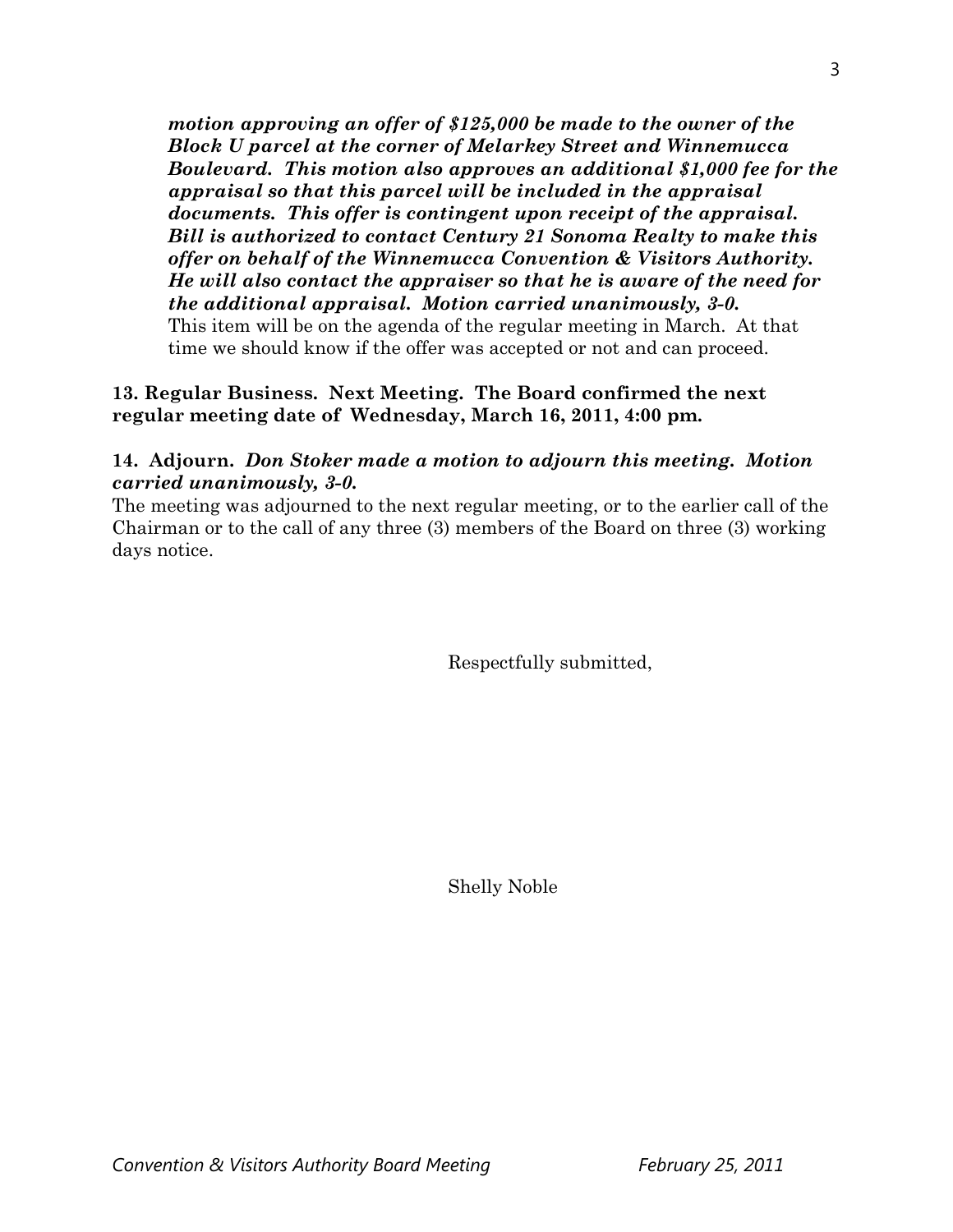***motion approving an offer of $125,000 be made to the owner of the Block U parcel at the corner of Melarkey Street and Winnemucca Boulevard. This motion also approves an additional $1,000 fee for the appraisal so that this parcel will be included in the appraisal documents. This offer is contingent upon receipt of the appraisal. Bill is authorized to contact Century 21 Sonoma Realty to make this offer on behalf of the Winnemucca Convention & Visitors Authority. He will also contact the appraiser so that he is aware of the need for the additional appraisal. Motion carried unanimously, 3-0.***
This item will be on the agenda of the regular meeting in March. At that time we should know if the offer was accepted or not and can proceed.

**13. Regular Business. Next Meeting. The Board confirmed the next regular meeting date of Wednesday, March 16, 2011, 4:00 pm.**

**14. Adjourn.** ***Don Stoker made a motion to adjourn this meeting. Motion carried unanimously, 3-0.***
The meeting was adjourned to the next regular meeting, or to the earlier call of the Chairman or to the call of any three (3) members of the Board on three (3) working days notice.

Respectfully submitted,

Shelly Noble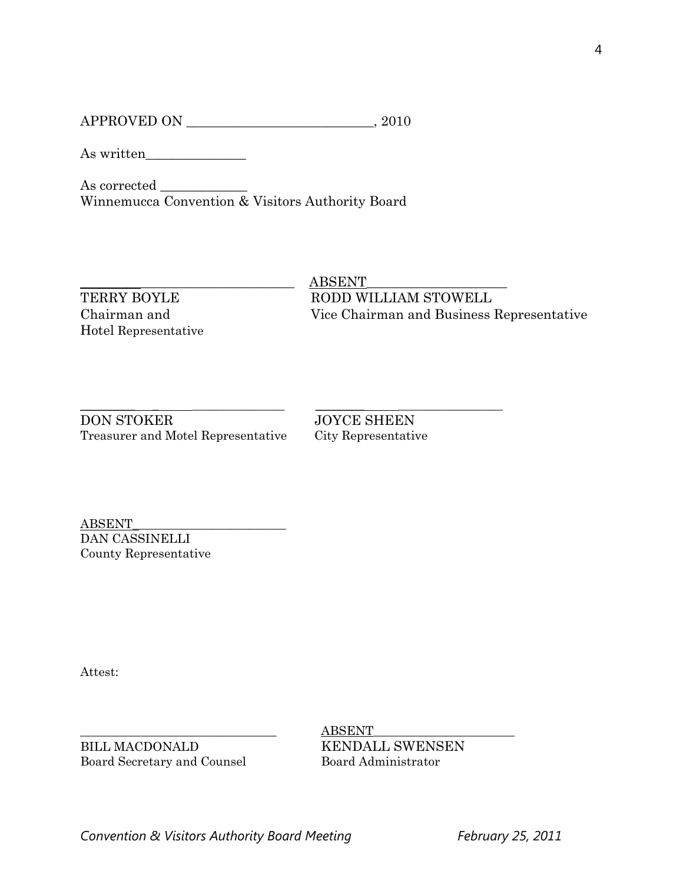APPROVED ON ____________________________, 2010

As written________________

As corrected ______________
Winnemucca Convention & Visitors Authority Board

_________________________________
TERRY BOYLE
Chairman and
Hotel Representative

ABSENT_____________________
RODD WILLIAM STOWELL
Vice Chairman and Business Representative

_________________________________
DON STOKER
Treasurer and Motel Representative

_____________________________
JOYCE SHEEN
City Representative

ABSENT_________________________
DAN CASSINELLI
County Representative

Attest:

_______________________________
BILL MACDONALD
Board Secretary and Counsel

ABSENT_______________________
KENDALL SWENSEN
Board Administrator